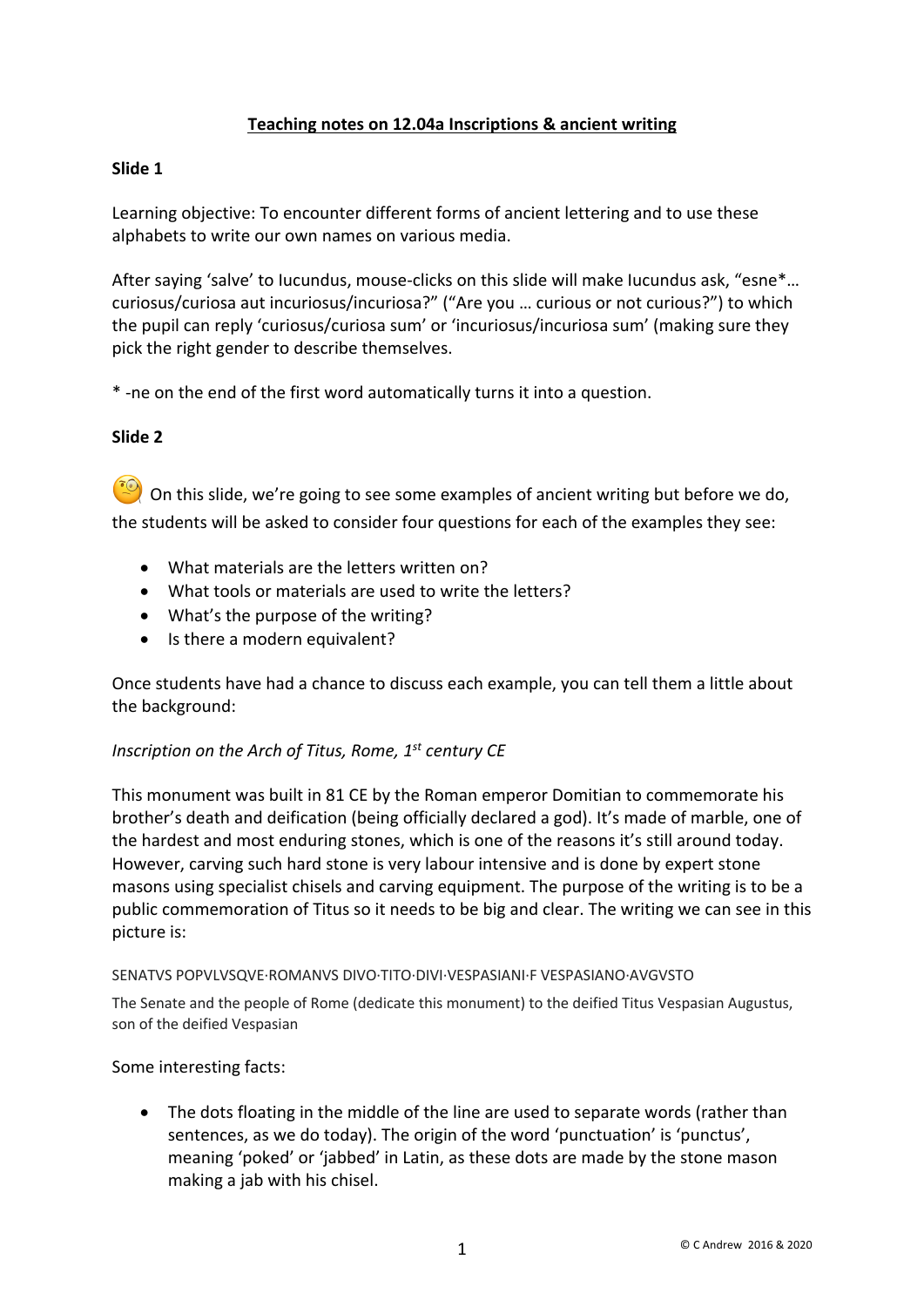# Teaching notes on 12.04a Inscriptions & ancient writing

## Slide 1

Learning objective: To encounter different forms of ancient lettering and to use these alphabets to write our own names on various media.

After saying 'salve' to Iucundus, mouse-clicks on this slide will make Iucundus ask, "esne*… curiosus/curiosa aut incuriosus/incuriosa?" ("Are you … curious or not curious?") to which the pupil can reply 'curiosus/curiosa sum' or 'incuriosus/incuriosa sum' (making sure they pick the right gender to describe themselves.

* -ne on the end of the first word automatically turns it into a question.

## Slide 2

🧐 On this slide, we're going to see some examples of ancient writing but before we do, the students will be asked to consider four questions for each of the examples they see:

- What materials are the letters written on?
- What tools or materials are used to write the letters?
- What's the purpose of the writing?
- Is there a modern equivalent?

Once students have had a chance to discuss each example, you can tell them a little about the background:

*Inscription on the Arch of Titus, Rome, 1st century CE*

This monument was built in 81 CE by the Roman emperor Domitian to commemorate his brother's death and deification (being officially declared a god). It's made of marble, one of the hardest and most enduring stones, which is one of the reasons it's still around today. However, carving such hard stone is very labour intensive and is done by expert stone masons using specialist chisels and carving equipment. The purpose of the writing is to be a public commemoration of Titus so it needs to be big and clear. The writing we can see in this picture is:

SENATVS POPVLVSQVE·ROMANVS DIVO·TITO·DIVI·VESPASIANI·F VESPASIANO·AVGVSTO

The Senate and the people of Rome (dedicate this monument) to the deified Titus Vespasian Augustus, son of the deified Vespasian

Some interesting facts:

- The dots floating in the middle of the line are used to separate words (rather than sentences, as we do today). The origin of the word 'punctuation' is 'punctus', meaning 'poked' or 'jabbed' in Latin, as these dots are made by the stone mason making a jab with his chisel.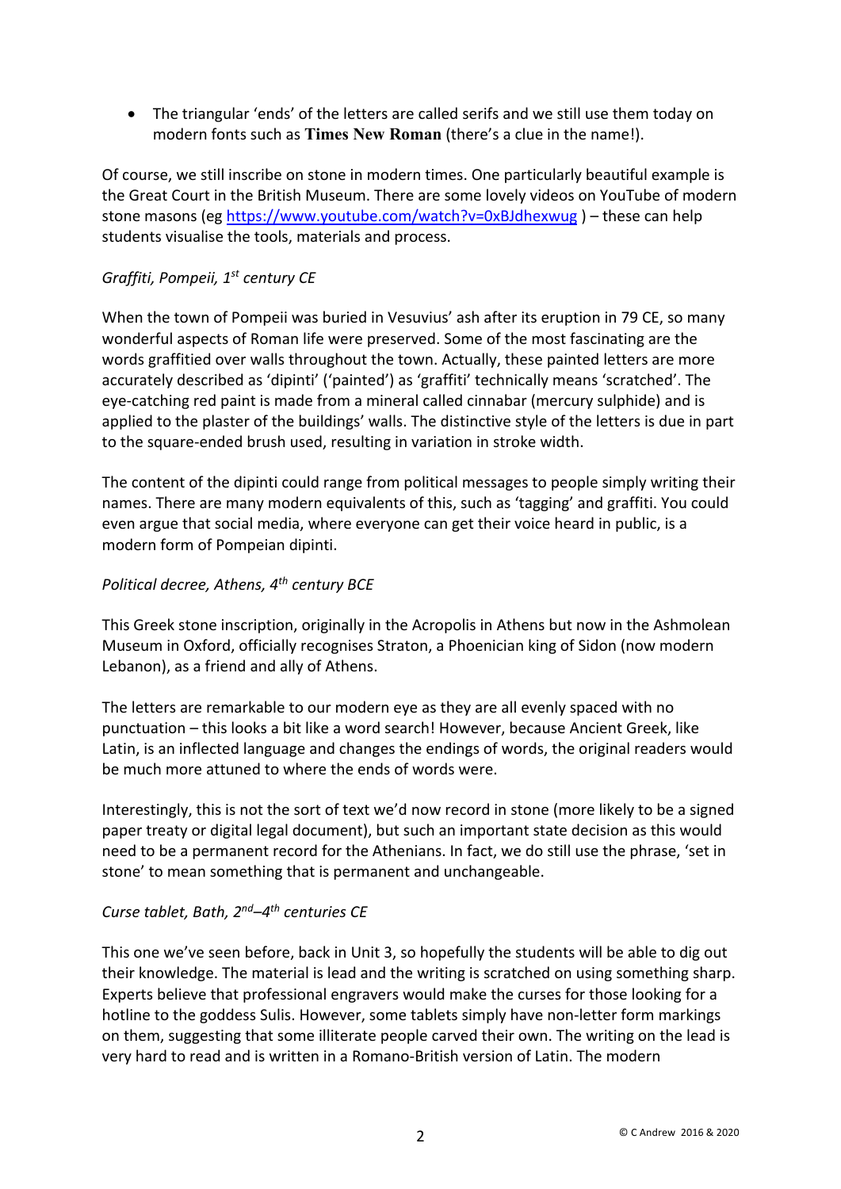- The triangular 'ends' of the letters are called serifs and we still use them today on modern fonts such as **Times New Roman** (there's a clue in the name!).

Of course, we still inscribe on stone in modern times. One particularly beautiful example is the Great Court in the British Museum. There are some lovely videos on YouTube of modern stone masons (eg https://www.youtube.com/watch?v=0xBJdhexwug ) – these can help students visualise the tools, materials and process.

*Graffiti, Pompeii, 1st century CE*

When the town of Pompeii was buried in Vesuvius' ash after its eruption in 79 CE, so many wonderful aspects of Roman life were preserved. Some of the most fascinating are the words graffitied over walls throughout the town. Actually, these painted letters are more accurately described as 'dipinti' ('painted') as 'graffiti' technically means 'scratched'. The eye-catching red paint is made from a mineral called cinnabar (mercury sulphide) and is applied to the plaster of the buildings' walls. The distinctive style of the letters is due in part to the square-ended brush used, resulting in variation in stroke width.

The content of the dipinti could range from political messages to people simply writing their names. There are many modern equivalents of this, such as 'tagging' and graffiti. You could even argue that social media, where everyone can get their voice heard in public, is a modern form of Pompeian dipinti.

*Political decree, Athens, 4th century BCE*

This Greek stone inscription, originally in the Acropolis in Athens but now in the Ashmolean Museum in Oxford, officially recognises Straton, a Phoenician king of Sidon (now modern Lebanon), as a friend and ally of Athens.

The letters are remarkable to our modern eye as they are all evenly spaced with no punctuation – this looks a bit like a word search! However, because Ancient Greek, like Latin, is an inflected language and changes the endings of words, the original readers would be much more attuned to where the ends of words were.

Interestingly, this is not the sort of text we'd now record in stone (more likely to be a signed paper treaty or digital legal document), but such an important state decision as this would need to be a permanent record for the Athenians. In fact, we do still use the phrase, 'set in stone' to mean something that is permanent and unchangeable.

*Curse tablet, Bath, 2nd–4th centuries CE*

This one we've seen before, back in Unit 3, so hopefully the students will be able to dig out their knowledge. The material is lead and the writing is scratched on using something sharp. Experts believe that professional engravers would make the curses for those looking for a hotline to the goddess Sulis. However, some tablets simply have non-letter form markings on them, suggesting that some illiterate people carved their own. The writing on the lead is very hard to read and is written in a Romano-British version of Latin. The modern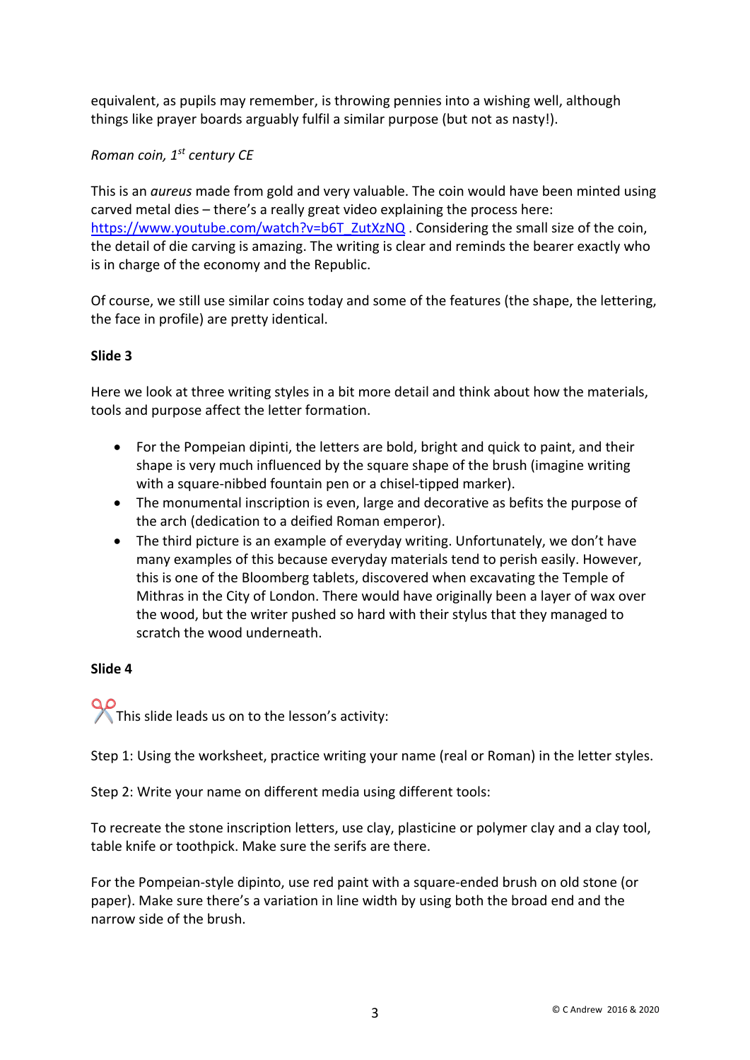equivalent, as pupils may remember, is throwing pennies into a wishing well, although things like prayer boards arguably fulfil a similar purpose (but not as nasty!).

*Roman coin, 1st century CE*

This is an *aureus* made from gold and very valuable. The coin would have been minted using carved metal dies – there's a really great video explaining the process here: https://www.youtube.com/watch?v=b6T_ZutXzNQ . Considering the small size of the coin, the detail of die carving is amazing. The writing is clear and reminds the bearer exactly who is in charge of the economy and the Republic.

Of course, we still use similar coins today and some of the features (the shape, the lettering, the face in profile) are pretty identical.

**Slide 3**

Here we look at three writing styles in a bit more detail and think about how the materials, tools and purpose affect the letter formation.

- For the Pompeian dipinti, the letters are bold, bright and quick to paint, and their shape is very much influenced by the square shape of the brush (imagine writing with a square-nibbed fountain pen or a chisel-tipped marker).
- The monumental inscription is even, large and decorative as befits the purpose of the arch (dedication to a deified Roman emperor).
- The third picture is an example of everyday writing. Unfortunately, we don't have many examples of this because everyday materials tend to perish easily. However, this is one of the Bloomberg tablets, discovered when excavating the Temple of Mithras in the City of London. There would have originally been a layer of wax over the wood, but the writer pushed so hard with their stylus that they managed to scratch the wood underneath.

**Slide 4**

✂ This slide leads us on to the lesson's activity:

Step 1: Using the worksheet, practice writing your name (real or Roman) in the letter styles.

Step 2: Write your name on different media using different tools:

To recreate the stone inscription letters, use clay, plasticine or polymer clay and a clay tool, table knife or toothpick. Make sure the serifs are there.

For the Pompeian-style dipinto, use red paint with a square-ended brush on old stone (or paper). Make sure there's a variation in line width by using both the broad end and the narrow side of the brush.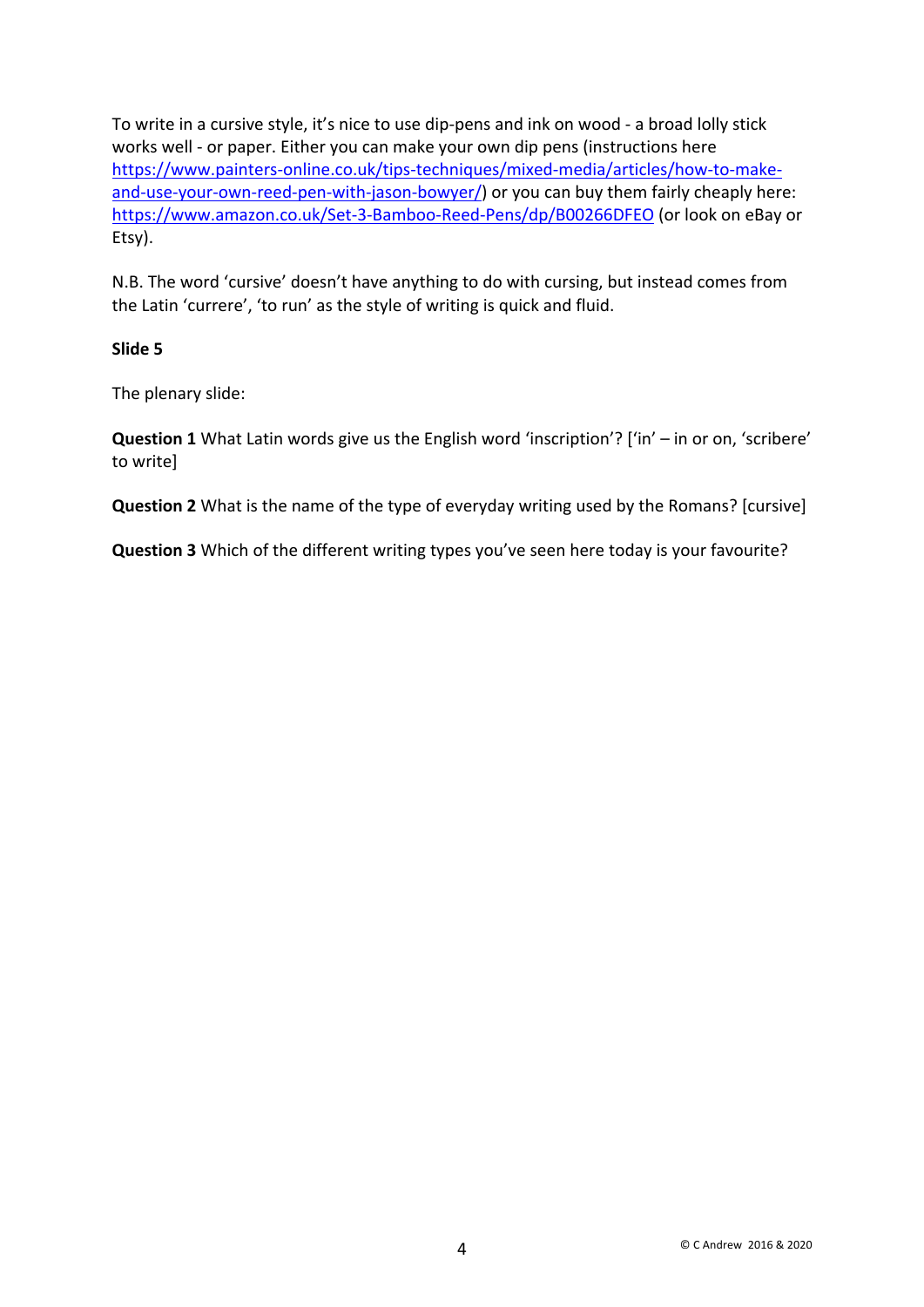To write in a cursive style, it's nice to use dip-pens and ink on wood - a broad lolly stick works well - or paper. Either you can make your own dip pens (instructions here [https://www.painters-online.co.uk/tips-techniques/mixed-media/articles/how-to-make-and-use-your-own-reed-pen-with-jason-bowyer/](https://www.painters-online.co.uk/tips-techniques/mixed-media/articles/how-to-make-and-use-your-own-reed-pen-with-jason-bowyer/)) or you can buy them fairly cheaply here: [https://www.amazon.co.uk/Set-3-Bamboo-Reed-Pens/dp/B00266DFEO](https://www.amazon.co.uk/Set-3-Bamboo-Reed-Pens/dp/B00266DFEO) (or look on eBay or Etsy).

N.B. The word 'cursive' doesn't have anything to do with cursing, but instead comes from the Latin 'currere', 'to run' as the style of writing is quick and fluid.

**Slide 5**

The plenary slide:

**Question 1** What Latin words give us the English word 'inscription'? ['in' – in or on, 'scribere' to write]

**Question 2** What is the name of the type of everyday writing used by the Romans? [cursive]

**Question 3** Which of the different writing types you've seen here today is your favourite?

© C Andrew 2016 & 2020